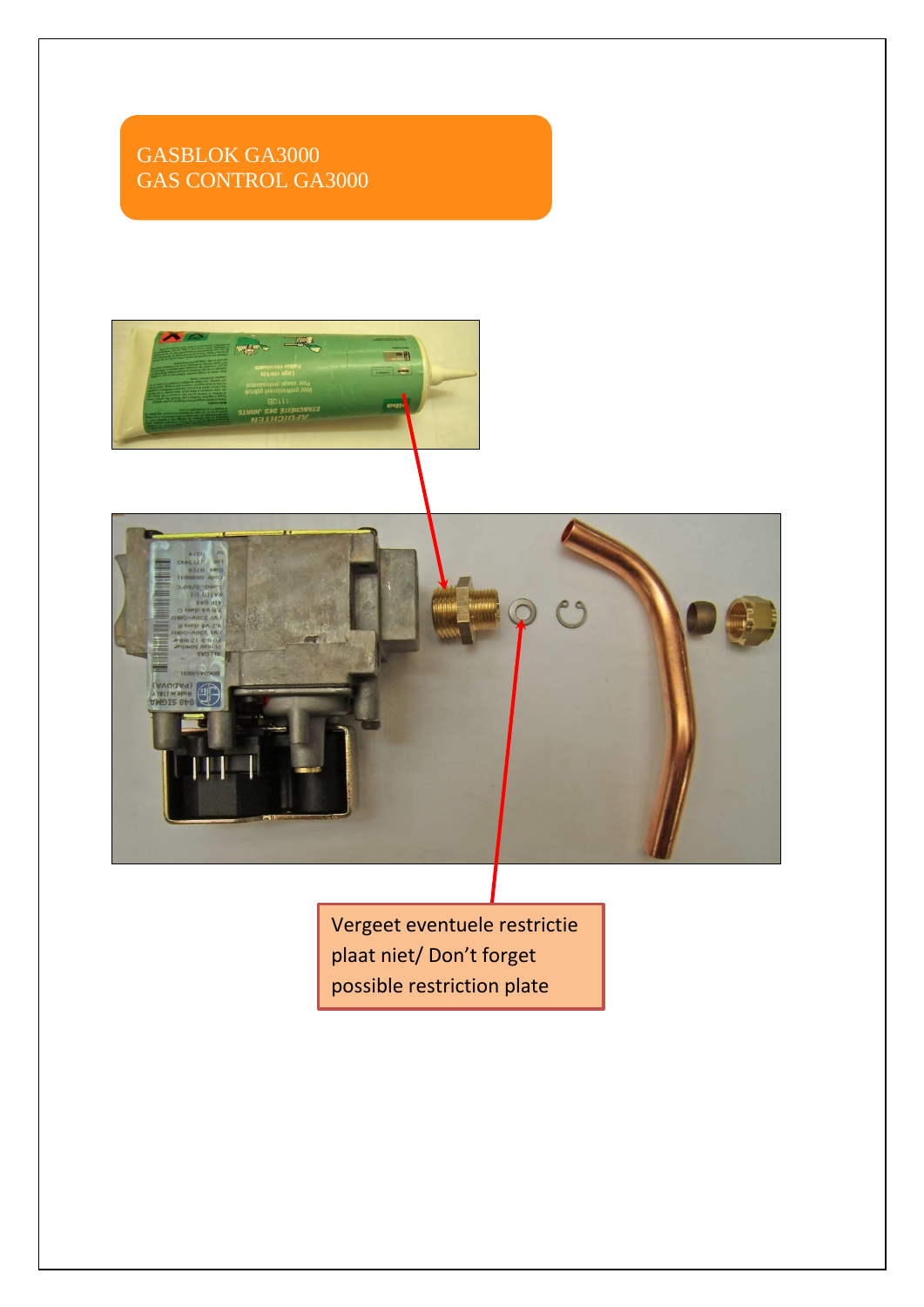# GASBLOK GA3000
# GAS CONTROL GA3000

Vergeet eventuele restrictie plaat niet/ Don't forget possible restriction plate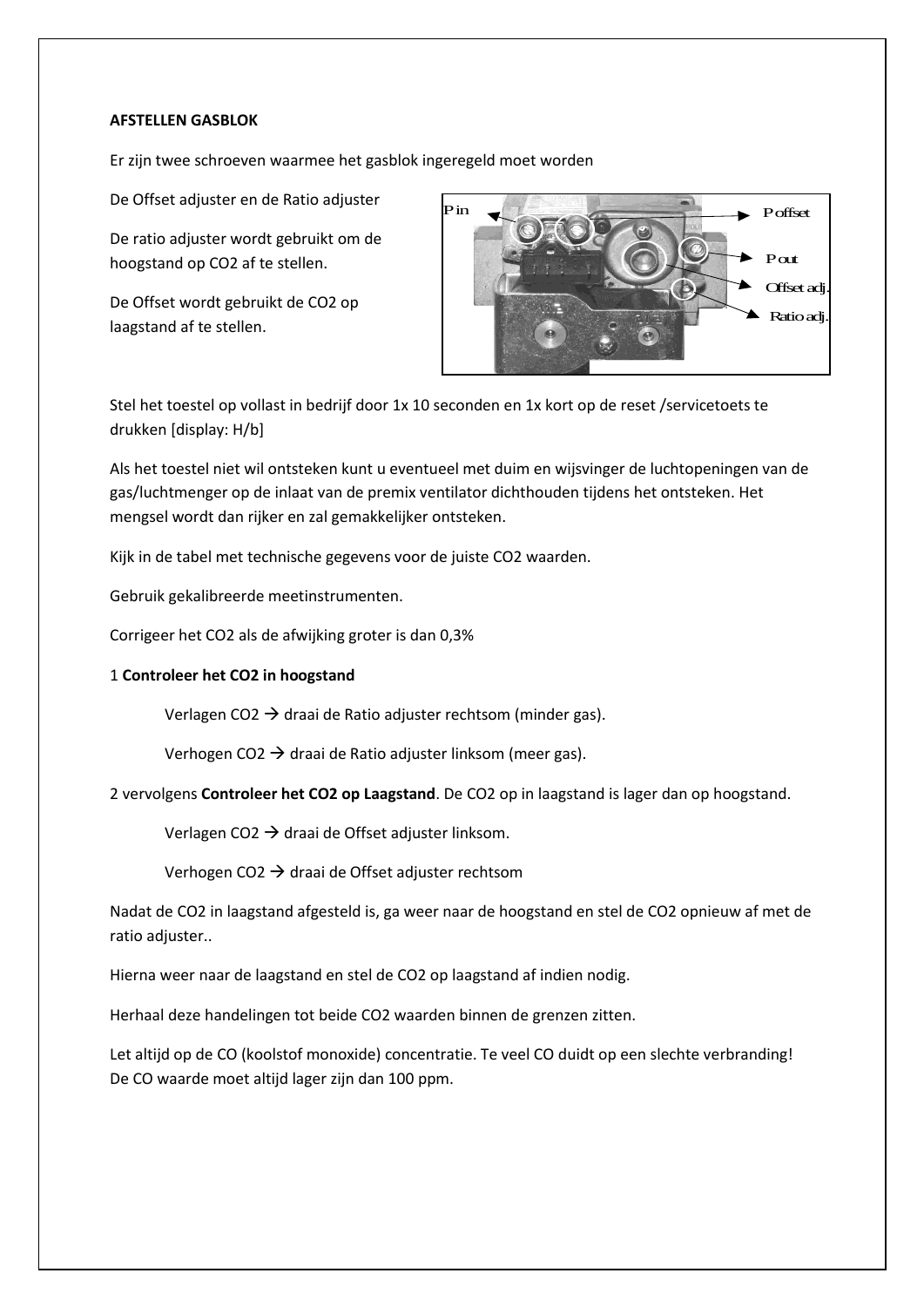**AFSTELLEN GASBLOK**

Er zijn twee schroeven waarmee het gasblok ingeregeld moet worden

De Offset adjuster en de Ratio adjuster

De ratio adjuster wordt gebruikt om de hoogstand op $CO_2$ af te stellen.

De Offset wordt gebruikt de $CO_2$ op laagstand af te stellen.

Pin

P offset

P out

Offset adj.

Ratio adj.

Stel het toestel op vollast in bedrijf door 1x 10 seconden en 1x kort op de reset /servicetoets te drukken [display: H/b]

Als het toestel niet wil ontsteken kunt u eventueel met duim en wijsvinger de luchtopeningen van de gas/luchtmenger op de inlaat van de premix ventilator dichthouden tijdens het ontsteken. Het mengsel wordt dan rijker en zal gemakkelijker ontsteken.

Kijk in de tabel met technische gegevens voor de juiste $CO_2$ waarden.

Gebruik gekalibreerde meetinstrumenten.

Corrigeer het $CO_2$ als de afwijking groter is dan 0,3%

1 **Controleer het $CO_2$ in hoogstand**

> Verlagen $CO_2$ → draai de Ratio adjuster rechtsom (minder gas).
>
> Verhogen $CO_2$ → draai de Ratio adjuster linksom (meer gas).

2 vervolgens **Controleer het $CO_2$ op Laagstand**. De $CO_2$ op in laagstand is lager dan op hoogstand.

> Verlagen $CO_2$ → draai de Offset adjuster linksom.
>
> Verhogen $CO_2$ → draai de Offset adjuster rechtsom

Nadat de $CO_2$ in laagstand afgesteld is, ga weer naar de hoogstand en stel de $CO_2$ opnieuw af met de ratio adjuster..

Hierna weer naar de laagstand en stel de $CO_2$ op laagstand af indien nodig.

Herhaal deze handelingen tot beide $CO_2$ waarden binnen de grenzen zitten.

Let altijd op de CO (koolstof monoxide) concentratie. Te veel CO duidt op een slechte verbranding!
De CO waarde moet altijd lager zijn dan 100 ppm.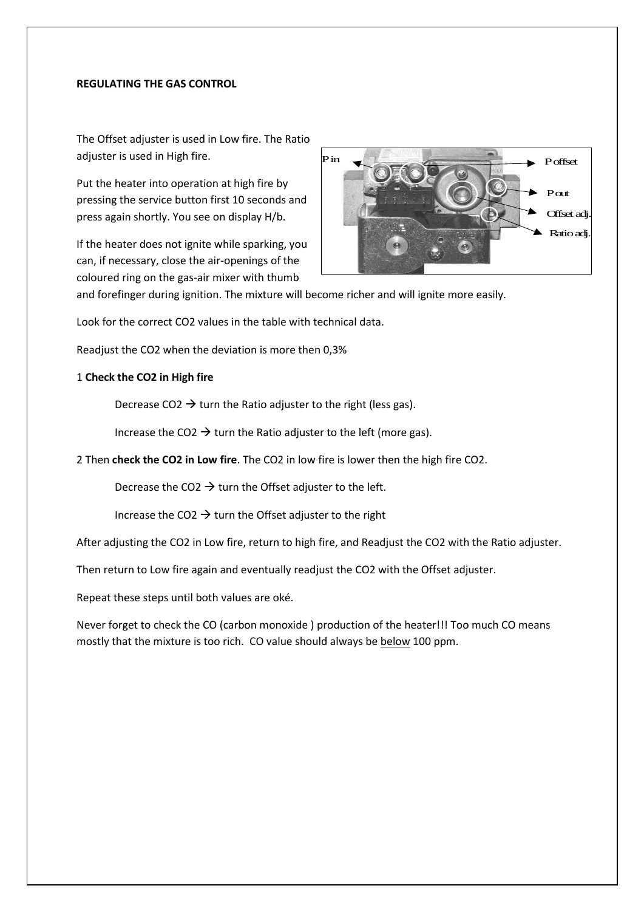**REGULATING THE GAS CONTROL**

The Offset adjuster is used in Low fire. The Ratio adjuster is used in High fire.

Put the heater into operation at high fire by pressing the service button first 10 seconds and press again shortly. You see on display H/b.

If the heater does not ignite while sparking, you can, if necessary, close the air-openings of the coloured ring on the gas-air mixer with thumb and forefinger during ignition. The mixture will become richer and will ignite more easily.

Pin

Poffset

Pout

Offset adj.

Ratio adj.

Look for the correct $CO_2$ values in the table with technical data.

Readjust the $CO_2$ when the deviation is more then 0,3%

1 **Check the $CO_2$ in High fire**

Decrease $CO_2$ → turn the Ratio adjuster to the right (less gas).

Increase the $CO_2$ → turn the Ratio adjuster to the left (more gas).

2 Then **check the $CO_2$ in Low fire**. The $CO_2$ in low fire is lower then the high fire $CO_2$.

Decrease the $CO_2$ → turn the Offset adjuster to the left.

Increase the $CO_2$ → turn the Offset adjuster to the right

After adjusting the $CO_2$ in Low fire, return to high fire, and Readjust the $CO_2$ with the Ratio adjuster.

Then return to Low fire again and eventually readjust the $CO_2$ with the Offset adjuster.

Repeat these steps until both values are oké.

Never forget to check the CO (carbon monoxide ) production of the heater!!! Too much CO means mostly that the mixture is too rich. CO value should always be <u>below</u> 100 ppm.